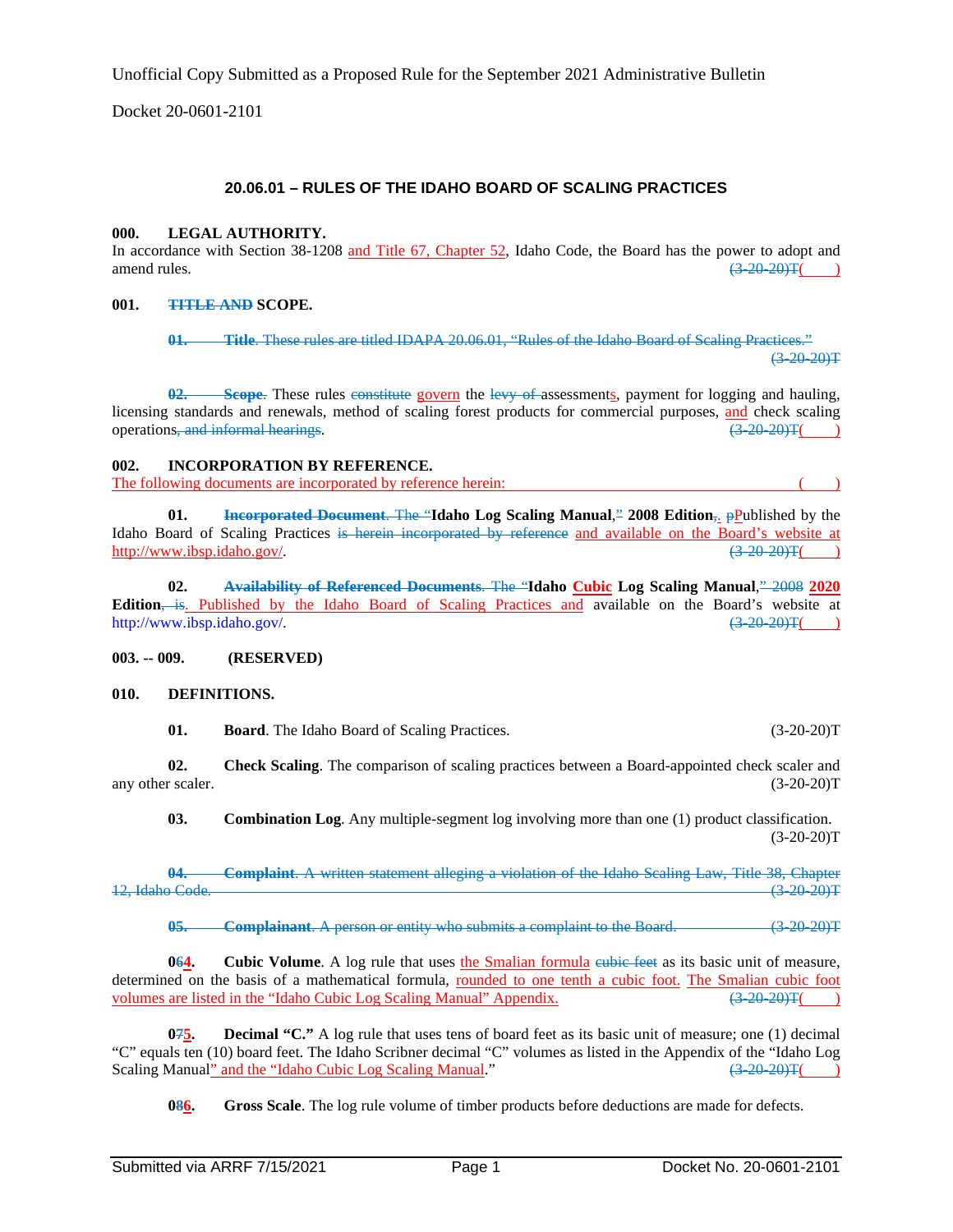Unofficial Copy Submitted as a Proposed Rule for the September 2021 Administrative Bulletin

Docket 20-0601-2101

## 20.06.01 – RULES OF THE IDAHO BOARD OF SCALING PRACTICES

**000. LEGAL AUTHORITY.**
In accordance with Section 38-1208 and Title 67, Chapter 52, Idaho Code, the Board has the power to adopt and amend rules. ~~(3-20-20)T~~( )

**001. ~~TITLE AND~~ SCOPE.**

~~**01. Title**. These rules are titled IDAPA 20.06.01, "Rules of the Idaho Board of Scaling Practices." (3-20-20)T~~

~~**02.**~~ ~~**Scope**.~~ These rules ~~constitute~~ govern the ~~levy of~~ assessments, payment for logging and hauling, licensing standards and renewals, method of scaling forest products for commercial purposes, and check scaling operations~~, and informal hearings~~. ~~(3-20-20)T~~( )

**002. INCORPORATION BY REFERENCE.**
The following documents are incorporated by reference herein: ( )

**01.** ~~**Incorporated Document**. The "~~**Idaho Log Scaling Manual**,~~"~~ **2008 Edition**~~,~~. ~~p~~Published by the Idaho Board of Scaling Practices ~~is herein incorporated by reference~~ and available on the Board's website at http://www.ibsp.idaho.gov/. ~~(3-20-20)T~~( )

**02.** ~~**Availability of Referenced Documents**. The "~~**Idaho Cubic Log Scaling Manual**,~~" 2008~~ **2020 Edition**~~, is~~. Published by the Idaho Board of Scaling Practices and available on the Board's website at http://www.ibsp.idaho.gov/. ~~(3-20-20)T~~( )

**003. -- 009. (RESERVED)**

**010. DEFINITIONS.**

**01. Board**. The Idaho Board of Scaling Practices. (3-20-20)T

**02. Check Scaling**. The comparison of scaling practices between a Board-appointed check scaler and any other scaler. (3-20-20)T

**03. Combination Log**. Any multiple-segment log involving more than one (1) product classification. (3-20-20)T

~~**04. Complaint**. A written statement alleging a violation of the Idaho Scaling Law, Title 38, Chapter 12, Idaho Code. (3-20-20)T~~

~~**05. Complainant**. A person or entity who submits a complaint to the Board. (3-20-20)T~~

**0~~6~~4. Cubic Volume**. A log rule that uses the Smalian formula ~~cubic feet~~ as its basic unit of measure, determined on the basis of a mathematical formula, rounded to one tenth a cubic foot. The Smalian cubic foot volumes are listed in the "Idaho Cubic Log Scaling Manual" Appendix. ~~(3-20-20)T~~( )

**0~~7~~5. Decimal "C."** A log rule that uses tens of board feet as its basic unit of measure; one (1) decimal "C" equals ten (10) board feet. The Idaho Scribner decimal "C" volumes as listed in the Appendix of the "Idaho Log Scaling Manual" and the "Idaho Cubic Log Scaling Manual." ~~(3-20-20)T~~( )

**0~~8~~6. Gross Scale**. The log rule volume of timber products before deductions are made for defects.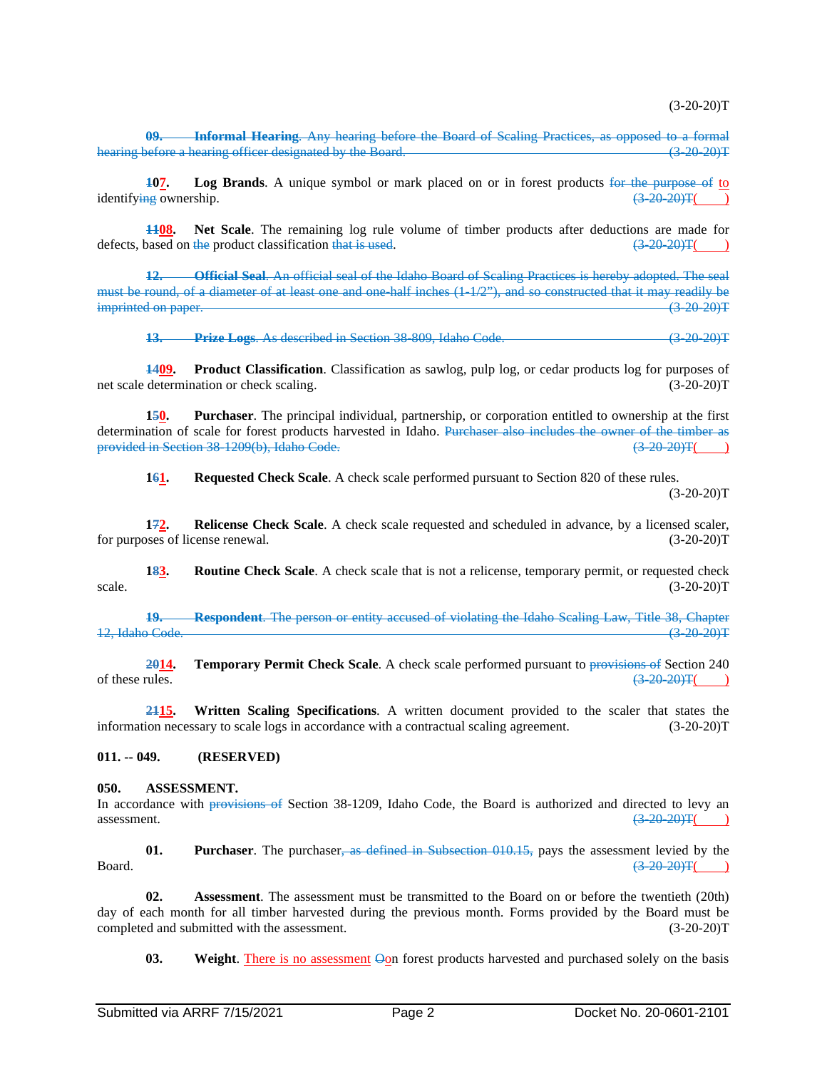(3-20-20)T

~~**09. Informal Hearing**. Any hearing before the Board of Scaling Practices, as opposed to a formal hearing before a hearing officer designated by the Board. (3-20-20)T~~

**~~1~~07. Log Brands**. A unique symbol or mark placed on or in forest products ~~for the purpose of~~ to identify~~ing~~ ownership. ~~(3-20-20)T~~( )

**~~11~~08. Net Scale**. The remaining log rule volume of timber products after deductions are made for defects, based on ~~the~~ product classification ~~that is used~~. ~~(3-20-20)T~~( )

~~**12. Official Seal**. An official seal of the Idaho Board of Scaling Practices is hereby adopted. The seal must be round, of a diameter of at least one and one-half inches (1-1/2"), and so constructed that it may readily be imprinted on paper. (3-20-20)T~~

~~**13. Prize Logs**. As described in Section 38-809, Idaho Code. (3-20-20)T~~

**~~14~~09. Product Classification**. Classification as sawlog, pulp log, or cedar products log for purposes of net scale determination or check scaling. (3-20-20)T

**1~~5~~0. Purchaser**. The principal individual, partnership, or corporation entitled to ownership at the first determination of scale for forest products harvested in Idaho. ~~Purchaser also includes the owner of the timber as provided in Section 38-1209(b), Idaho Code.~~ ~~(3-20-20)T~~( )

**1~~6~~1. Requested Check Scale**. A check scale performed pursuant to Section 820 of these rules. (3-20-20)T

**1~~7~~2. Relicense Check Scale**. A check scale requested and scheduled in advance, by a licensed scaler, for purposes of license renewal. (3-20-20)T

**1~~8~~3. Routine Check Scale**. A check scale that is not a relicense, temporary permit, or requested check scale. (3-20-20)T

~~**19. Respondent**. The person or entity accused of violating the Idaho Scaling Law, Title 38, Chapter 12, Idaho Code. (3-20-20)T~~

**~~20~~14. Temporary Permit Check Scale**. A check scale performed pursuant to ~~provisions of~~ Section 240 of these rules. ~~(3-20-20)T~~( )

**~~21~~15. Written Scaling Specifications**. A written document provided to the scaler that states the information necessary to scale logs in accordance with a contractual scaling agreement. (3-20-20)T

**011. -- 049. (RESERVED)**

**050. ASSESSMENT.**

In accordance with ~~provisions of~~ Section 38-1209, Idaho Code, the Board is authorized and directed to levy an assessment. ~~(3-20-20)T~~( )

**01. Purchaser**. The purchaser~~, as defined in Subsection 010.15,~~ pays the assessment levied by the Board. ~~(3-20-20)T~~( )

**02. Assessment**. The assessment must be transmitted to the Board on or before the twentieth (20th) day of each month for all timber harvested during the previous month. Forms provided by the Board must be completed and submitted with the assessment. (3-20-20)T

**03. Weight**. There is no assessment ~~O~~on forest products harvested and purchased solely on the basis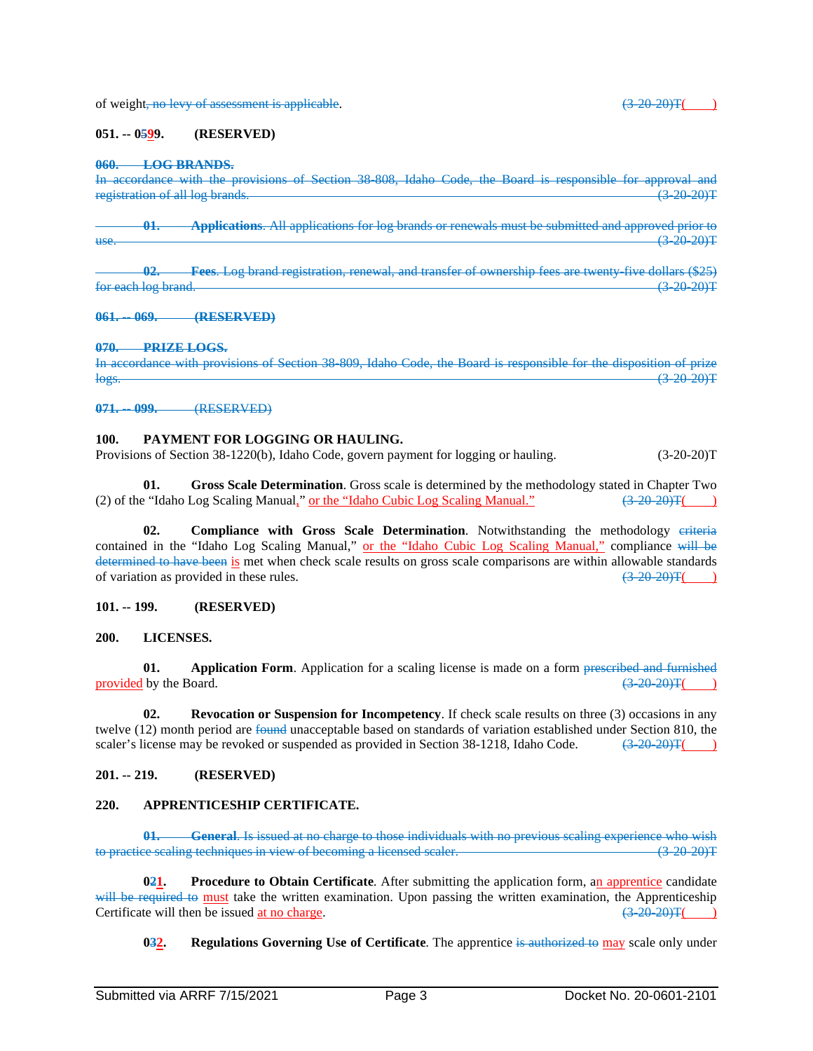of weight~~, no levy of assessment is applicable~~.  ~~(3-20-20)T~~( )

**051. -- 0~~5~~9. (RESERVED)**

~~**060. LOG BRANDS.**~~
~~In accordance with the provisions of Section 38-808, Idaho Code, the Board is responsible for approval and registration of all log brands. (3-20-20)T~~

~~**01. Applications**. All applications for log brands or renewals must be submitted and approved prior to use. (3-20-20)T~~

~~**02. Fees**. Log brand registration, renewal, and transfer of ownership fees are twenty-five dollars ($25) for each log brand. (3-20-20)T~~

~~**061. -- 069. (RESERVED)**~~

~~**070. PRIZE LOGS.**~~
~~In accordance with provisions of Section 38-809, Idaho Code, the Board is responsible for the disposition of prize logs. (3-20-20)T~~

~~**071. -- 099.** (RESERVED)~~

**100. PAYMENT FOR LOGGING OR HAULING.**
Provisions of Section 38-1220(b), Idaho Code, govern payment for logging or hauling. (3-20-20)T

**01. Gross Scale Determination**. Gross scale is determined by the methodology stated in Chapter Two (2) of the "Idaho Log Scaling Manual," or the "Idaho Cubic Log Scaling Manual." ~~(3-20-20)T~~( )

**02. Compliance with Gross Scale Determination**. Notwithstanding the methodology ~~criteria~~ contained in the "Idaho Log Scaling Manual," or the "Idaho Cubic Log Scaling Manual," compliance ~~will be determined to have been~~ is met when check scale results on gross scale comparisons are within allowable standards of variation as provided in these rules. ~~(3-20-20)T~~( )

**101. -- 199. (RESERVED)**

**200. LICENSES.**

**01. Application Form**. Application for a scaling license is made on a form ~~prescribed and furnished~~ provided by the Board. ~~(3-20-20)T~~( )

**02. Revocation or Suspension for Incompetency**. If check scale results on three (3) occasions in any twelve (12) month period are ~~found~~ unacceptable based on standards of variation established under Section 810, the scaler's license may be revoked or suspended as provided in Section 38-1218, Idaho Code. ~~(3-20-20)T~~( )

**201. -- 219. (RESERVED)**

**220. APPRENTICESHIP CERTIFICATE.**

~~**01. General**. Is issued at no charge to those individuals with no previous scaling experience who wish to practice scaling techniques in view of becoming a licensed scaler. (3-20-20)T~~

**0~~2~~1. Procedure to Obtain Certificate**. After submitting the application form, an apprentice candidate ~~will be required to~~ must take the written examination. Upon passing the written examination, the Apprenticeship Certificate will then be issued at no charge. ~~(3-20-20)T~~( )

**0~~3~~2. Regulations Governing Use of Certificate**. The apprentice ~~is authorized to~~ may scale only under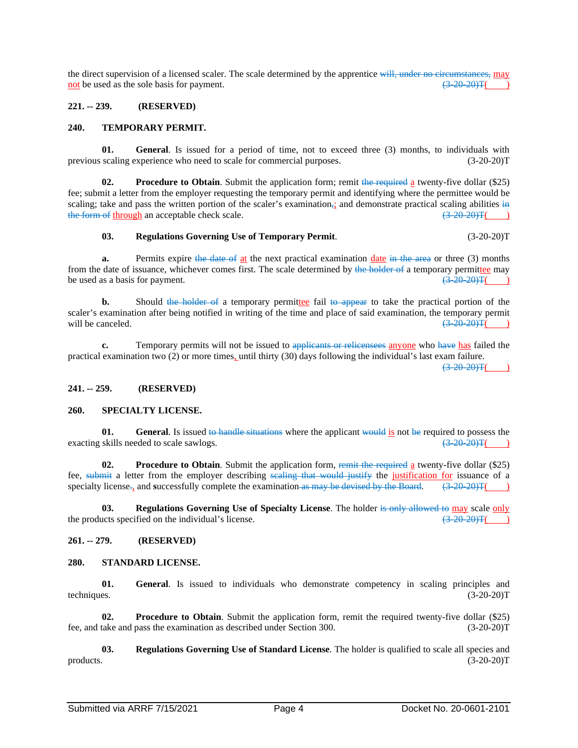the direct supervision of a licensed scaler. The scale determined by the apprentice ~~will, under no circumstances,~~ may not be used as the sole basis for payment. ~~(3-20-20)T~~(    )

**221. -- 239. (RESERVED)**

**240. TEMPORARY PERMIT.**

**01. General**. Is issued for a period of time, not to exceed three (3) months, to individuals with previous scaling experience who need to scale for commercial purposes. (3-20-20)T

**02. Procedure to Obtain**. Submit the application form; remit ~~the required~~ a twenty-five dollar ($25) fee; submit a letter from the employer requesting the temporary permit and identifying where the permittee would be scaling; take and pass the written portion of the scaler's examination~~,~~; and demonstrate practical scaling abilities ~~in the form of~~ through an acceptable check scale. ~~(3-20-20)T~~(    )

**03. Regulations Governing Use of Temporary Permit**. (3-20-20)T

**a.** Permits expire ~~the date of~~ at the next practical examination date ~~in the area~~ or three (3) months from the date of issuance, whichever comes first. The scale determined by ~~the holder of~~ a temporary permittee may be used as a basis for payment. ~~(3-20-20)T~~(    )

**b.** Should ~~the holder of~~ a temporary permittee fail ~~to appear~~ to take the practical portion of the scaler's examination after being notified in writing of the time and place of said examination, the temporary permit will be canceled. ~~(3-20-20)T~~(    )

**c.** Temporary permits will not be issued to ~~applicants or relicensees~~ anyone who ~~have~~ has failed the practical examination two (2) or more times, until thirty (30) days following the individual's last exam failure. ~~(3-20-20)T~~(    )

**241. -- 259. (RESERVED)**

**260. SPECIALTY LICENSE.**

**01. General**. Is issued ~~to handle situations~~ where the applicant ~~would~~ is not ~~be~~ required to possess the exacting skills needed to scale sawlogs. ~~(3-20-20)T~~(    )

**02. Procedure to Obtain**. Submit the application form, ~~remit the required~~ a twenty-five dollar ($25) fee, ~~submit~~ a letter from the employer describing ~~scaling that would justify~~ the justification for issuance of a specialty license~~.~~, and **s**uccessfully complete the examination ~~as may be devised by the Board~~. ~~(3-20-20)T~~(    )

**03. Regulations Governing Use of Specialty License**. The holder ~~is only allowed to~~ may scale only the products specified on the individual's license. ~~(3-20-20)T~~(    )

**261. -- 279. (RESERVED)**

**280. STANDARD LICENSE.**

**01. General**. Is issued to individuals who demonstrate competency in scaling principles and techniques. (3-20-20)T

**02. Procedure to Obtain**. Submit the application form, remit the required twenty-five dollar ($25) fee, and take and pass the examination as described under Section 300. (3-20-20)T

**03. Regulations Governing Use of Standard License**. The holder is qualified to scale all species and products. (3-20-20)T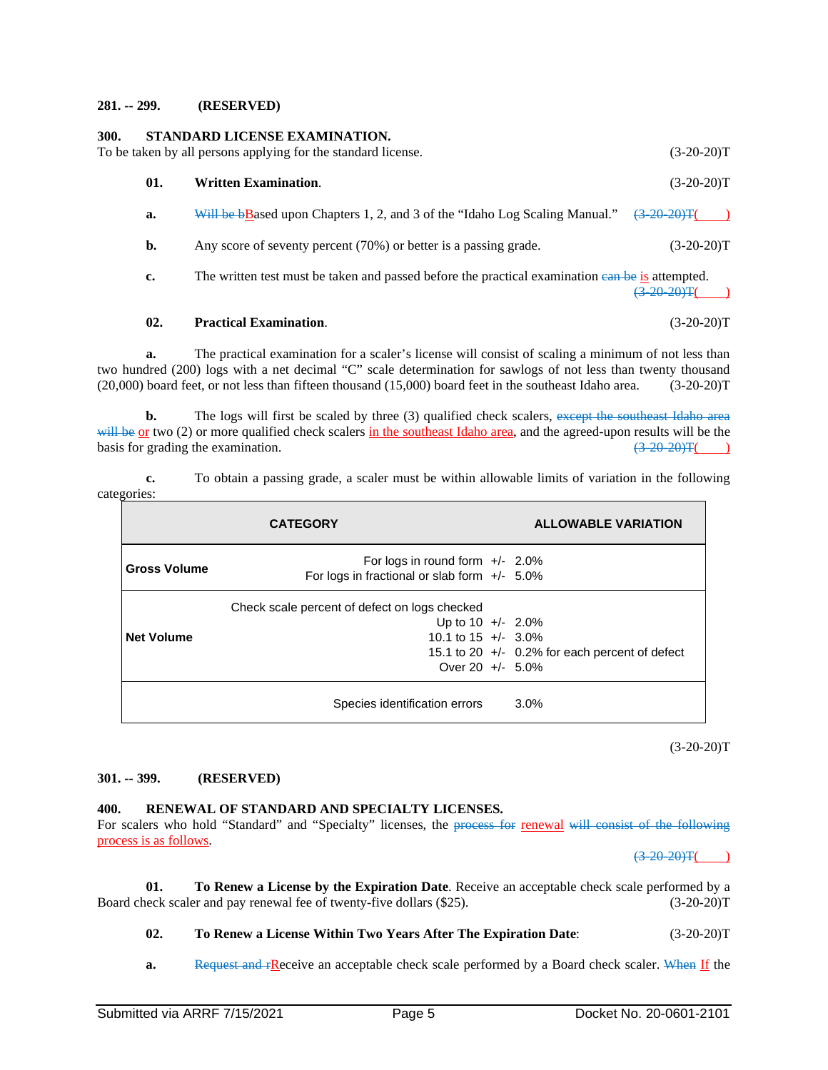**281. -- 299. (RESERVED)**

**300. STANDARD LICENSE EXAMINATION.**

To be taken by all persons applying for the standard license. (3-20-20)T

**01. Written Examination**. (3-20-20)T

**a.** ~~Will be b~~Based upon Chapters 1, 2, and 3 of the "Idaho Log Scaling Manual." ~~(3-20-20)T~~( )

**b.** Any score of seventy percent (70%) or better is a passing grade. (3-20-20)T

**c.** The written test must be taken and passed before the practical examination ~~can be~~ is attempted. ~~(3-20-20)T~~( )

**02. Practical Examination**. (3-20-20)T

**a.** The practical examination for a scaler's license will consist of scaling a minimum of not less than two hundred (200) logs with a net decimal "C" scale determination for sawlogs of not less than twenty thousand (20,000) board feet, or not less than fifteen thousand (15,000) board feet in the southeast Idaho area. (3-20-20)T

**b.** The logs will first be scaled by three (3) qualified check scalers, ~~except the southeast Idaho area will be~~ or two (2) or more qualified check scalers in the southeast Idaho area, and the agreed-upon results will be the basis for grading the examination. ~~(3-20-20)T~~( )

**c.** To obtain a passing grade, a scaler must be within allowable limits of variation in the following categories:

| CATEGORY | | | ALLOWABLE VARIATION |
|---|---|---|---|
| **Gross Volume** | For logs in round form | +/- | 2.0% |
| | For logs in fractional or slab form | +/- | 5.0% |
| **Net Volume** | Check scale percent of defect on logs checked | | |
| | Up to 10 | +/- | 2.0% |
| | 10.1 to 15 | +/- | 3.0% |
| | 15.1 to 20 | +/- | 0.2% for each percent of defect |
| | Over 20 | +/- | 5.0% |
| | Species identification errors | | 3.0% |

(3-20-20)T

**301. -- 399. (RESERVED)**

**400. RENEWAL OF STANDARD AND SPECIALTY LICENSES.**

For scalers who hold "Standard" and "Specialty" licenses, the ~~process for~~ renewal ~~will consist of the following~~ process is as follows. ~~(3-20-20)T~~( )

**01. To Renew a License by the Expiration Date**. Receive an acceptable check scale performed by a Board check scaler and pay renewal fee of twenty-five dollars ($25). (3-20-20)T

**02. To Renew a License Within Two Years After The Expiration Date**: (3-20-20)T

**a.** ~~Request and r~~Receive an acceptable check scale performed by a Board check scaler. ~~When~~ If the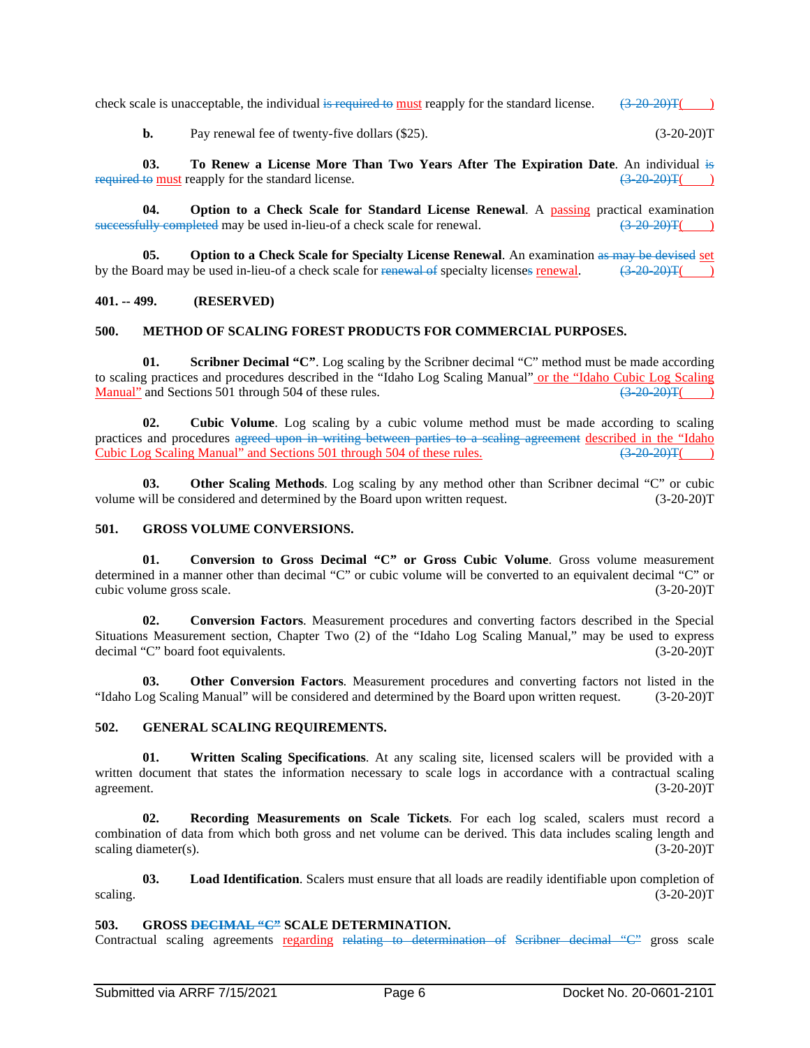check scale is unacceptable, the individual ~~is required to~~ must reapply for the standard license. ~~(3-20-20)T~~(        )

**b.** Pay renewal fee of twenty-five dollars ($25). (3-20-20)T

**03. To Renew a License More Than Two Years After The Expiration Date**. An individual ~~is required to~~ must reapply for the standard license. ~~(3-20-20)T~~(        )

**04. Option to a Check Scale for Standard License Renewal**. A passing practical examination ~~successfully completed~~ may be used in-lieu-of a check scale for renewal. ~~(3-20-20)T~~(        )

**05. Option to a Check Scale for Specialty License Renewal**. An examination ~~as may be devised~~ set by the Board may be used in-lieu-of a check scale for ~~renewal of~~ specialty license~~s~~ renewal. ~~(3-20-20)T~~(        )

**401. -- 499. (RESERVED)**

**500. METHOD OF SCALING FOREST PRODUCTS FOR COMMERCIAL PURPOSES.**

**01. Scribner Decimal "C"**. Log scaling by the Scribner decimal "C" method must be made according to scaling practices and procedures described in the "Idaho Log Scaling Manual" or the "Idaho Cubic Log Scaling Manual" and Sections 501 through 504 of these rules. ~~(3-20-20)T~~(        )

**02. Cubic Volume**. Log scaling by a cubic volume method must be made according to scaling practices and procedures ~~agreed upon in writing between parties to a scaling agreement~~ described in the "Idaho Cubic Log Scaling Manual" and Sections 501 through 504 of these rules. ~~(3-20-20)T~~(        )

**03. Other Scaling Methods**. Log scaling by any method other than Scribner decimal "C" or cubic volume will be considered and determined by the Board upon written request. (3-20-20)T

**501. GROSS VOLUME CONVERSIONS.**

**01. Conversion to Gross Decimal "C" or Gross Cubic Volume**. Gross volume measurement determined in a manner other than decimal "C" or cubic volume will be converted to an equivalent decimal "C" or cubic volume gross scale. (3-20-20)T

**02. Conversion Factors**. Measurement procedures and converting factors described in the Special Situations Measurement section, Chapter Two (2) of the "Idaho Log Scaling Manual," may be used to express decimal "C" board foot equivalents. (3-20-20)T

**03. Other Conversion Factors**. Measurement procedures and converting factors not listed in the "Idaho Log Scaling Manual" will be considered and determined by the Board upon written request. (3-20-20)T

**502. GENERAL SCALING REQUIREMENTS.**

**01. Written Scaling Specifications**. At any scaling site, licensed scalers will be provided with a written document that states the information necessary to scale logs in accordance with a contractual scaling agreement. (3-20-20)T

**02. Recording Measurements on Scale Tickets**. For each log scaled, scalers must record a combination of data from which both gross and net volume can be derived. This data includes scaling length and scaling diameter(s). (3-20-20)T

**03. Load Identification**. Scalers must ensure that all loads are readily identifiable upon completion of scaling. (3-20-20)T

**503. GROSS ~~DECIMAL "C"~~ SCALE DETERMINATION.**

Contractual scaling agreements regarding ~~relating to determination of Scribner decimal "C"~~ gross scale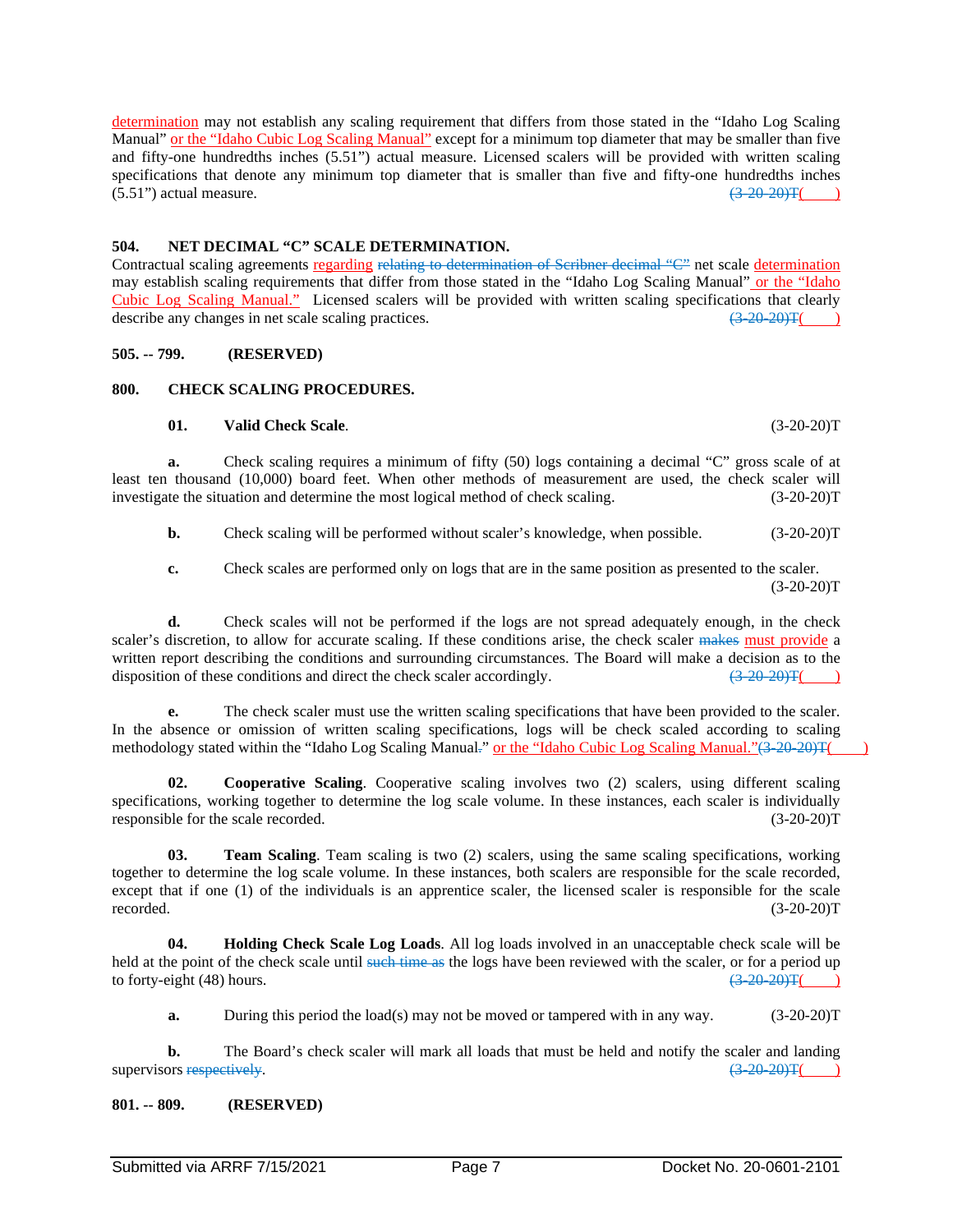determination may not establish any scaling requirement that differs from those stated in the "Idaho Log Scaling Manual" or the "Idaho Cubic Log Scaling Manual" except for a minimum top diameter that may be smaller than five and fifty-one hundredths inches (5.51") actual measure. Licensed scalers will be provided with written scaling specifications that denote any minimum top diameter that is smaller than five and fifty-one hundredths inches (5.51") actual measure. ~~(3-20-20)T~~(        )

**504. NET DECIMAL "C" SCALE DETERMINATION.**

Contractual scaling agreements regarding ~~relating to determination of Scribner decimal "C"~~ net scale determination may establish scaling requirements that differ from those stated in the "Idaho Log Scaling Manual" or the "Idaho Cubic Log Scaling Manual." Licensed scalers will be provided with written scaling specifications that clearly describe any changes in net scale scaling practices. ~~(3-20-20)T~~(        )

**505. -- 799. (RESERVED)**

**800. CHECK SCALING PROCEDURES.**

**01. Valid Check Scale**. (3-20-20)T

**a.** Check scaling requires a minimum of fifty (50) logs containing a decimal "C" gross scale of at least ten thousand (10,000) board feet. When other methods of measurement are used, the check scaler will investigate the situation and determine the most logical method of check scaling. (3-20-20)T

**b.** Check scaling will be performed without scaler's knowledge, when possible. (3-20-20)T

**c.** Check scales are performed only on logs that are in the same position as presented to the scaler. (3-20-20)T

**d.** Check scales will not be performed if the logs are not spread adequately enough, in the check scaler's discretion, to allow for accurate scaling. If these conditions arise, the check scaler ~~makes~~ must provide a written report describing the conditions and surrounding circumstances. The Board will make a decision as to the disposition of these conditions and direct the check scaler accordingly. ~~(3-20-20)T~~(        )

**e.** The check scaler must use the written scaling specifications that have been provided to the scaler. In the absence or omission of written scaling specifications, logs will be check scaled according to scaling methodology stated within the "Idaho Log Scaling Manual~~.~~" or the "Idaho Cubic Log Scaling Manual."~~(3-20-20)T~~(        )

**02. Cooperative Scaling**. Cooperative scaling involves two (2) scalers, using different scaling specifications, working together to determine the log scale volume. In these instances, each scaler is individually responsible for the scale recorded. (3-20-20)T

**03. Team Scaling**. Team scaling is two (2) scalers, using the same scaling specifications, working together to determine the log scale volume. In these instances, both scalers are responsible for the scale recorded, except that if one (1) of the individuals is an apprentice scaler, the licensed scaler is responsible for the scale recorded. (3-20-20)T

**04. Holding Check Scale Log Loads**. All log loads involved in an unacceptable check scale will be held at the point of the check scale until ~~such time as~~ the logs have been reviewed with the scaler, or for a period up to forty-eight (48) hours. ~~(3-20-20)T~~(        )

**a.** During this period the load(s) may not be moved or tampered with in any way. (3-20-20)T

**b.** The Board's check scaler will mark all loads that must be held and notify the scaler and landing supervisors ~~respectively~~. ~~(3-20-20)T~~(        )

**801. -- 809. (RESERVED)**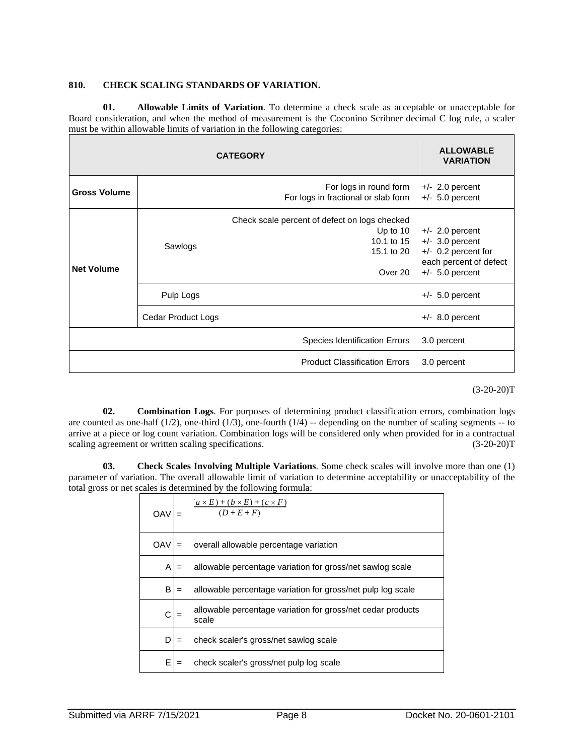**810. CHECK SCALING STANDARDS OF VARIATION.**

**01. Allowable Limits of Variation**. To determine a check scale as acceptable or unacceptable for Board consideration, and when the method of measurement is the Coconino Scribner decimal C log rule, a scaler must be within allowable limits of variation in the following categories:

| CATEGORY | | | ALLOWABLE VARIATION |
|---|---|---|---|
| Gross Volume | | For logs in round form<br>For logs in fractional or slab form | +/- 2.0 percent<br>+/- 5.0 percent |
| Net Volume | Sawlogs | Check scale percent of defect on logs checked<br>Up to 10<br>10.1 to 15<br>15.1 to 20<br><br>Over 20 | <br>+/- 2.0 percent<br>+/- 3.0 percent<br>+/- 0.2 percent for each percent of defect<br>+/- 5.0 percent |
| | Pulp Logs | | +/- 5.0 percent |
| | Cedar Product Logs | | +/- 8.0 percent |
| | | Species Identification Errors | 3.0 percent |
| | | Product Classification Errors | 3.0 percent |

(3-20-20)T

**02. Combination Logs**. For purposes of determining product classification errors, combination logs are counted as one-half (1/2), one-third (1/3), one-fourth (1/4) -- depending on the number of scaling segments -- to arrive at a piece or log count variation. Combination logs will be considered only when provided for in a contractual scaling agreement or written scaling specifications. (3-20-20)T

**03. Check Scales Involving Multiple Variations**. Some check scales will involve more than one (1) parameter of variation. The overall allowable limit of variation to determine acceptability or unacceptability of the total gross or net scales is determined by the following formula:

| | | |
|---|---|---|
| OAV | = | $\frac{(a \times E) + (b \times E) + (c \times F)}{(D + E + F)}$ |
| OAV | = | overall allowable percentage variation |
| A | = | allowable percentage variation for gross/net sawlog scale |
| B | = | allowable percentage variation for gross/net pulp log scale |
| C | = | allowable percentage variation for gross/net cedar products scale |
| D | = | check scaler's gross/net sawlog scale |
| E | = | check scaler's gross/net pulp log scale |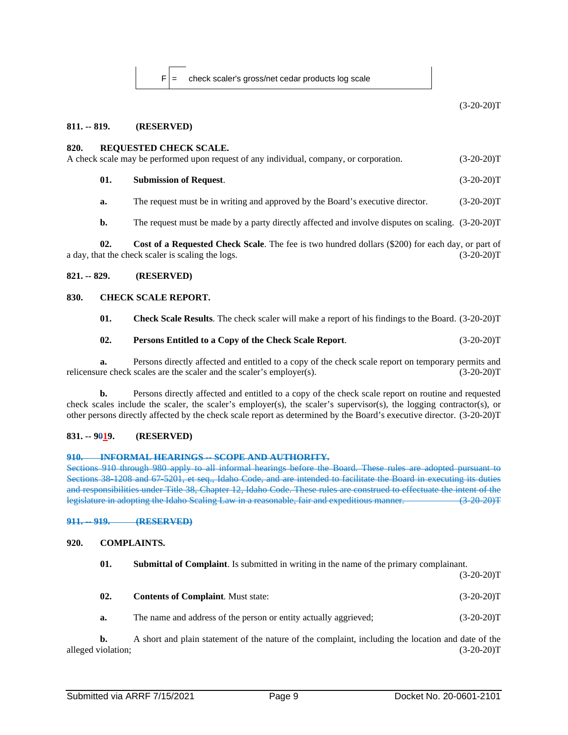| F | = | check scaler's gross/net cedar products log scale |
|---|---|---|

(3-20-20)T

**811. -- 819. (RESERVED)**

**820. REQUESTED CHECK SCALE.**

A check scale may be performed upon request of any individual, company, or corporation. (3-20-20)T

**01. Submission of Request**. (3-20-20)T

**a.** The request must be in writing and approved by the Board's executive director. (3-20-20)T

**b.** The request must be made by a party directly affected and involve disputes on scaling. (3-20-20)T

**02. Cost of a Requested Check Scale**. The fee is two hundred dollars ($200) for each day, or part of a day, that the check scaler is scaling the logs. (3-20-20)T

**821. -- 829. (RESERVED)**

**830. CHECK SCALE REPORT.**

**01. Check Scale Results**. The check scaler will make a report of his findings to the Board. (3-20-20)T

**02. Persons Entitled to a Copy of the Check Scale Report**. (3-20-20)T

**a.** Persons directly affected and entitled to a copy of the check scale report on temporary permits and relicensure check scales are the scaler and the scaler's employer(s). (3-20-20)T

**b.** Persons directly affected and entitled to a copy of the check scale report on routine and requested check scales include the scaler, the scaler's employer(s), the scaler's supervisor(s), the logging contractor(s), or other persons directly affected by the check scale report as determined by the Board's executive director. (3-20-20)T

**831. -- 9~~0~~19. (RESERVED)**

~~**910. INFORMAL HEARINGS -- SCOPE AND AUTHORITY.**~~

~~Sections 910 through 980 apply to all informal hearings before the Board. These rules are adopted pursuant to Sections 38-1208 and 67-5201, et seq., Idaho Code, and are intended to facilitate the Board in executing its duties and responsibilities under Title 38, Chapter 12, Idaho Code. These rules are construed to effectuate the intent of the legislature in adopting the Idaho Scaling Law in a reasonable, fair and expeditious manner. (3-20-20)T~~

~~**911. -- 919. (RESERVED)**~~

**920. COMPLAINTS.**

**01. Submittal of Complaint**. Is submitted in writing in the name of the primary complainant. (3-20-20)T

**02. Contents of Complaint**. Must state: (3-20-20)T

**a.** The name and address of the person or entity actually aggrieved; (3-20-20)T

**b.** A short and plain statement of the nature of the complaint, including the location and date of the alleged violation; (3-20-20)T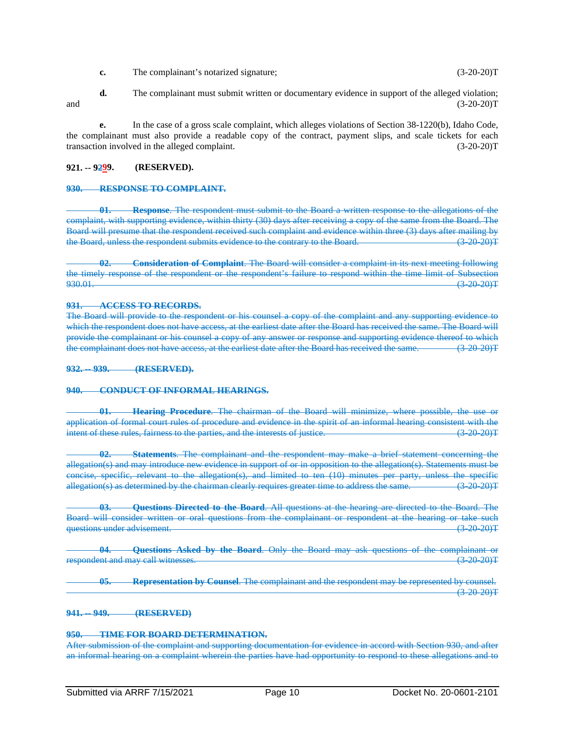**c.** The complainant's notarized signature; (3-20-20)T

**d.** The complainant must submit written or documentary evidence in support of the alleged violation; and (3-20-20)T

**e.** In the case of a gross scale complaint, which alleges violations of Section 38-1220(b), Idaho Code, the complainant must also provide a readable copy of the contract, payment slips, and scale tickets for each transaction involved in the alleged complaint. (3-20-20)T

**921. -- 9~~2~~99. (RESERVED).**

~~**930. RESPONSE TO COMPLAINT.**~~

~~**01. Response**. The respondent must submit to the Board a written response to the allegations of the complaint, with supporting evidence, within thirty (30) days after receiving a copy of the same from the Board. The Board will presume that the respondent received such complaint and evidence within three (3) days after mailing by the Board, unless the respondent submits evidence to the contrary to the Board. (3-20-20)T~~

~~**02. Consideration of Complaint**. The Board will consider a complaint in its next meeting following the timely response of the respondent or the respondent's failure to respond within the time limit of Subsection 930.01. (3-20-20)T~~

~~**931. ACCESS TO RECORDS.**~~

~~The Board will provide to the respondent or his counsel a copy of the complaint and any supporting evidence to which the respondent does not have access, at the earliest date after the Board has received the same. The Board will provide the complainant or his counsel a copy of any answer or response and supporting evidence thereof to which the complainant does not have access, at the earliest date after the Board has received the same. (3-20-20)T~~

~~**932. -- 939. (RESERVED).**~~

~~**940. CONDUCT OF INFORMAL HEARINGS.**~~

~~**01. Hearing Procedure**. The chairman of the Board will minimize, where possible, the use or application of formal court rules of procedure and evidence in the spirit of an informal hearing consistent with the intent of these rules, fairness to the parties, and the interests of justice. (3-20-20)T~~

~~**02. Statements**. The complainant and the respondent may make a brief statement concerning the allegation(s) and may introduce new evidence in support of or in opposition to the allegation(s). Statements must be concise, specific, relevant to the allegation(s), and limited to ten (10) minutes per party, unless the specific allegation(s) as determined by the chairman clearly requires greater time to address the same. (3-20-20)T~~

~~**03. Questions Directed to the Board**. All questions at the hearing are directed to the Board. The Board will consider written or oral questions from the complainant or respondent at the hearing or take such questions under advisement. (3-20-20)T~~

~~**04. Questions Asked by the Board**. Only the Board may ask questions of the complainant or respondent and may call witnesses. (3-20-20)T~~

~~**05. Representation by Counsel**. The complainant and the respondent may be represented by counsel. (3-20-20)T~~

~~**941. -- 949. (RESERVED)**~~

~~**950. TIME FOR BOARD DETERMINATION.**~~

~~After submission of the complaint and supporting documentation for evidence in accord with Section 930, and after an informal hearing on a complaint wherein the parties have had opportunity to respond to these allegations and to~~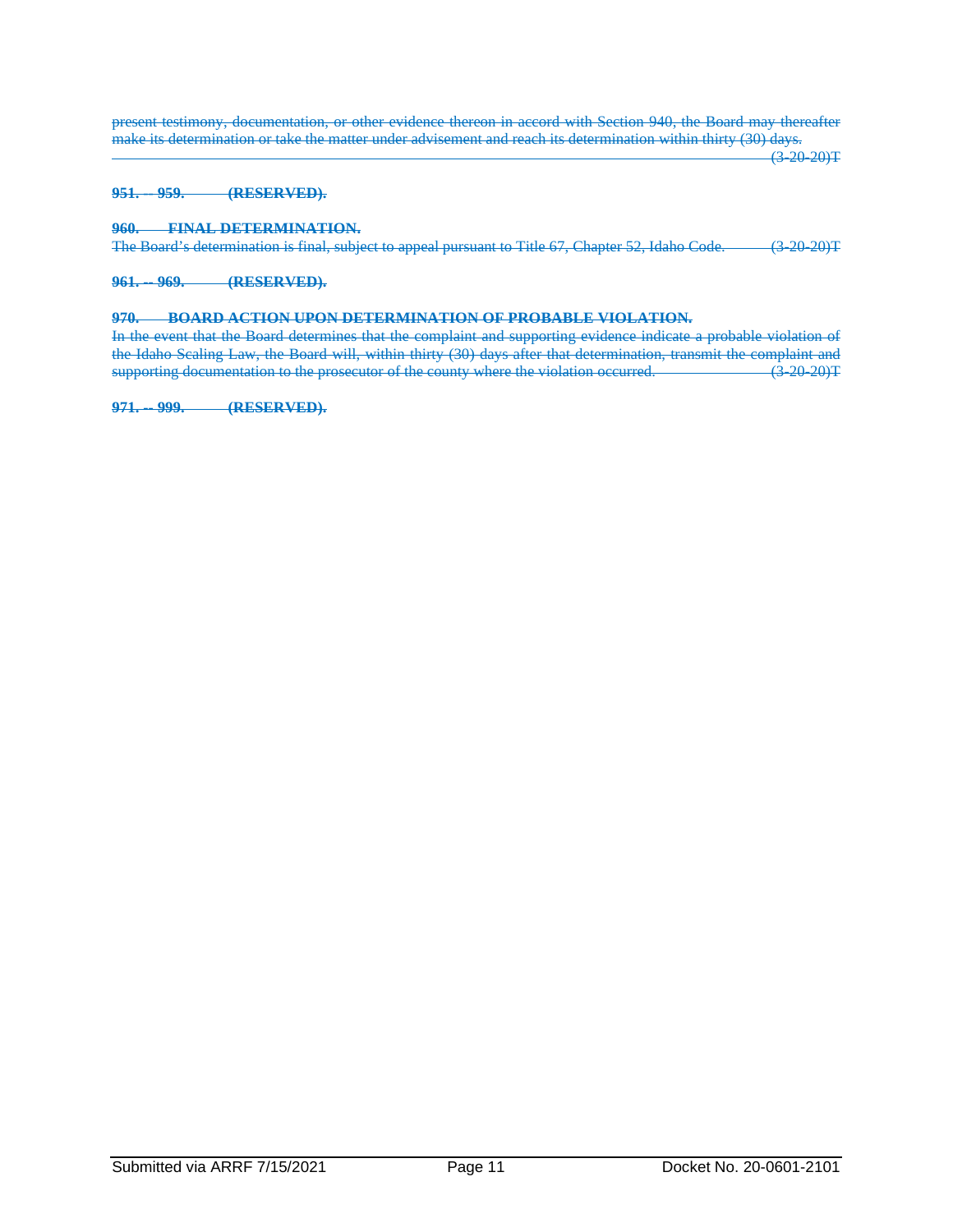~~present testimony, documentation, or other evidence thereon in accord with Section 940, the Board may thereafter make its determination or take the matter under advisement and reach its determination within thirty (30) days.~~ ~~(3-20-20)T~~

~~**951. -- 959. (RESERVED).**~~

~~**960. FINAL DETERMINATION.**~~
~~The Board's determination is final, subject to appeal pursuant to Title 67, Chapter 52, Idaho Code.~~ ~~(3-20-20)T~~

~~**961. -- 969. (RESERVED).**~~

~~**970. BOARD ACTION UPON DETERMINATION OF PROBABLE VIOLATION.**~~
~~In the event that the Board determines that the complaint and supporting evidence indicate a probable violation of the Idaho Scaling Law, the Board will, within thirty (30) days after that determination, transmit the complaint and supporting documentation to the prosecutor of the county where the violation occurred.~~ ~~(3-20-20)T~~

~~**971. -- 999. (RESERVED).**~~